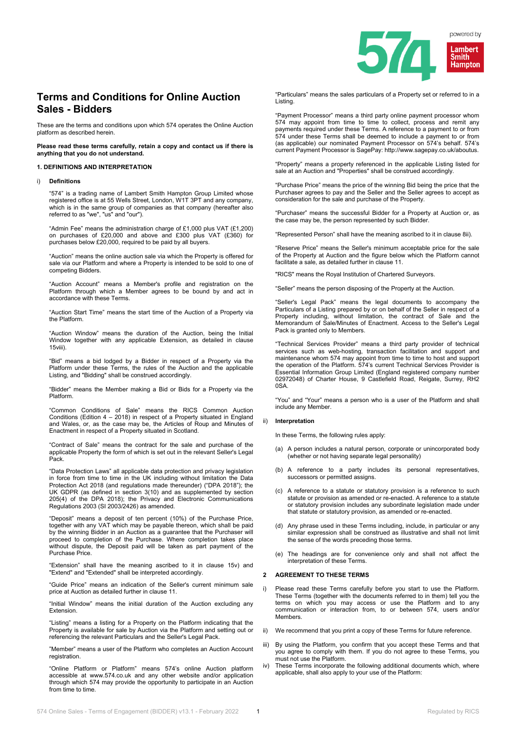# Terms and Conditions for Online Auction Sales - Bidders

These are the terms and conditions upon which 574 operates the Online Auction platform as described herein.

**Please read these terms carefully, retain a copy and contact us if there is anything that you do not understand.**

## 1. DEFINITIONS AND INTERPRETATION

### i) Definitions

"574" is a trading name of Lambert Smith Hampton Group Limited whose registered office is at 55 Wells Street, London, W1T 3PT and any company, which is in the same group of companies as that company (hereafter also referred to as "we", "us" and "our").

"Admin Fee" means the administration charge of £1,000 plus VAT (£1,200) on purchases of £20,000 and above and £300 plus VAT (£360) for purchases below £20,000, required to be paid by all buyers.

"Auction" means the online auction sale via which the Property is offered for sale via our Platform and where a Property is intended to be sold to one of competing Bidders.

"Auction Account" means a Member's profile and registration on the Platform through which a Member agrees to be bound by and act in accordance with these Terms.

"Auction Start Time" means the start time of the Auction of a Property via the Platform.

"Auction Window" means the duration of the Auction, being the Initial Window together with any applicable Extension, as detailed in clause 15viii).

"Bid" means a bid lodged by a Bidder in respect of a Property via the Platform under these Terms, the rules of the Auction and the applicable Listing, and "Bidding" shall be construed accordingly.

"Bidder" means the Member making a Bid or Bids for a Property via the Platform.

"Common Conditions of Sale" means the RICS Common Auction Conditions (Edition 4 – 2018) in respect of a Property situated in England and Wales, or, as the case may be, the Articles of Roup and Minutes of Enactment in respect of a Property situated in Scotland.

"Contract of Sale" means the contract for the sale and purchase of the applicable Property the form of which is set out in the relevant Seller's Legal Pack.

"Data Protection Laws" all applicable data protection and privacy legislation in force from time to time in the UK including without limitation the Data Protection Act 2018 (and regulations made thereunder) ("DPA 2018"); the UK GDPR (as defined in section 3(10) and as supplemented by section 205(4) of the DPA 2018); the Privacy and Electronic Communications Regulations 2003 (SI 2003/2426) as amended.

"Deposit" means a deposit of ten percent (10%) of the Purchase Price, together with any VAT which may be payable thereon, which shall be paid by the winning Bidder in an Auction as a guarantee that the Purchaser will proceed to completion of the Purchase. Where completion takes place without dispute, the Deposit paid will be taken as part payment of the Purchase Price.

"Extension" shall have the meaning ascribed to it in clause 15v) and "Extend" and "Extended" shall be interpreted accordingly.

"Guide Price" means an indication of the Seller's current minimum sale price at Auction as detailed further in clause 11.

"Initial Window" means the initial duration of the Auction excluding any Extension.

"Listing" means a listing for a Property on the Platform indicating that the Property is available for sale by Auction via the Platform and setting out or referencing the relevant Particulars and the Seller's Legal Pack.

"Member" means a user of the Platform who completes an Auction Account registration.

"Online Platform or Platform" means 574's online Auction platform accessible at www.574.co.uk and any other website and/or application through which 574 may provide the opportunity to participate in an Auction from time to time.

"Particulars" means the sales particulars of a Property set or referred to in a Listing.

"Payment Processor" means a third party online payment processor whom 574 may appoint from time to time to collect, process and remit any payments required under these Terms. A reference to a payment to or from 574 under these Terms shall be deemed to include a payment to or from (as applicable) our nominated Payment Processor on 574's behalf. 574's current Payment Processor is SagePay: http://www.sagepay.co.uk/aboutus.

"Property" means a property referenced in the applicable Listing listed for sale at an Auction and "Properties" shall be construed accordingly.

"Purchase Price" means the price of the winning Bid being the price that the Purchaser agrees to pay and the Seller and the Seller agrees to accept as consideration for the sale and purchase of the Property.

"Purchaser" means the successful Bidder for a Property at Auction or, as the case may be, the person represented by such Bidder.

"Represented Person" shall have the meaning ascribed to it in clause 8ii).

"Reserve Price" means the Seller's minimum acceptable price for the sale of the Property at Auction and the figure below which the Platform cannot facilitate a sale, as detailed further in clause 11.

"RICS" means the Royal Institution of Chartered Surveyors.

"Seller" means the person disposing of the Property at the Auction.

"Seller's Legal Pack" means the legal documents to accompany the Particulars of a Listing prepared by or on behalf of the Seller in respect of a Property including, without limitation, the contract of Sale and the Memorandum of Sale/Minutes of Enactment. Access to the Seller's Legal Pack is granted only to Members.

"Technical Services Provider" means a third party provider of technical services such as web-hosting, transaction facilitation and support and maintenance whom 574 may appoint from time to time to host and support the operation of the Platform. 574's current Technical Services Provider is Essential Information Group Limited (England registered company number 02972048) of Charter House, 9 Castlefield Road, Reigate, Surrey, RH2 0SA.

"You" and "Your" means a person who is a user of the Platform and shall include any Member.

### ii) Interpretation

In these Terms, the following rules apply:

(a) A person includes a natural person, corporate or unincorporated body (whether or not having separate legal personality)

(b) A reference to a party includes its personal representatives, successors or permitted assigns.

(c) A reference to a statute or statutory provision is a reference to such statute or provision as amended or re-enacted. A reference to a statute or statutory provision includes any subordinate legislation made under that statute or statutory provision, as amended or re-enacted.

(d) Any phrase used in these Terms including, include, in particular or any similar expression shall be construed as illustrative and shall not limit the sense of the words preceding those terms.

(e) The headings are for convenience only and shall not affect the interpretation of these Terms.

## 2 AGREEMENT TO THESE TERMS

i) Please read these Terms carefully before you start to use the Platform. These Terms (together with the documents referred to in them) tell you the terms on which you may access or use the Platform and to any communication or interaction from, to or between 574, users and/or Members.

ii) We recommend that you print a copy of these Terms for future reference.

iii) By using the Platform, you confirm that you accept these Terms and that you agree to comply with them. If you do not agree to these Terms, you must not use the Platform.

iv) These Terms incorporate the following additional documents which, where applicable, shall also apply to your use of the Platform: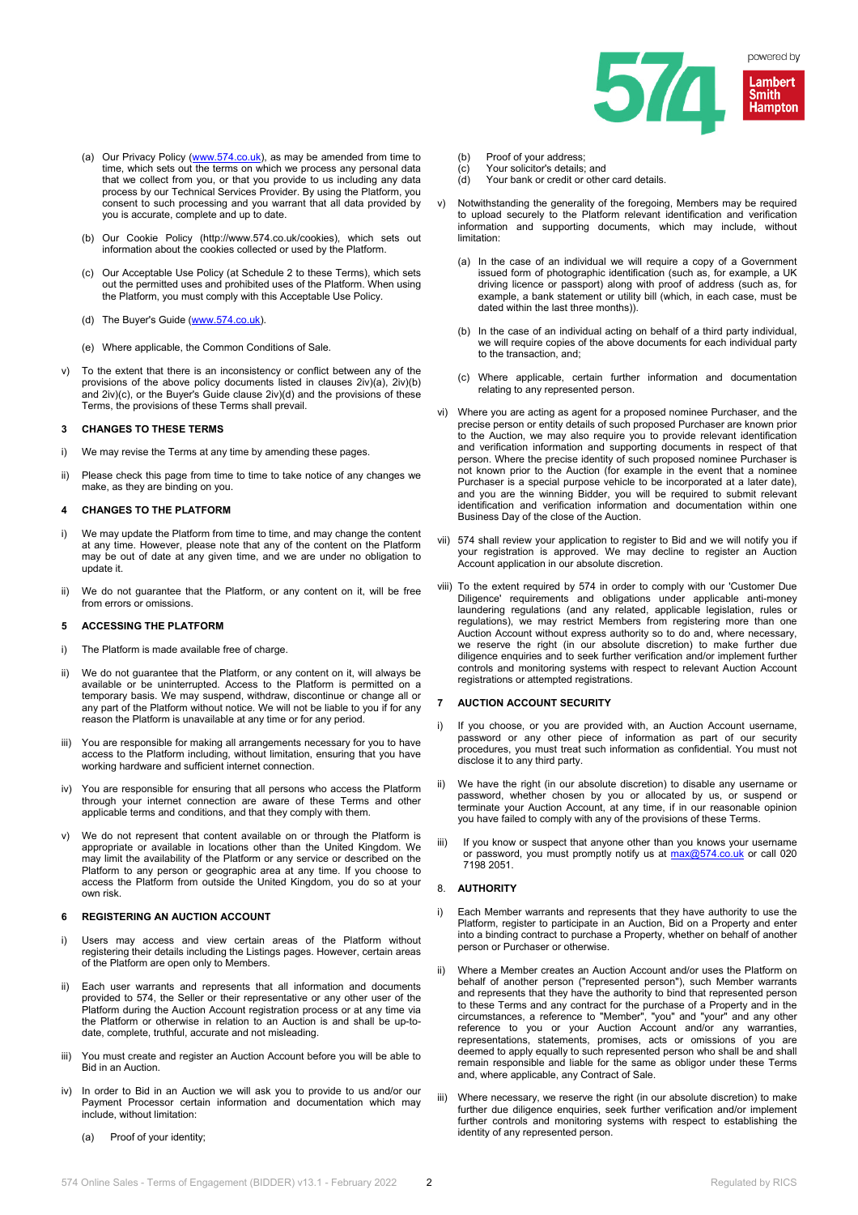(a) Our Privacy Policy ([www.574.co.uk](www.574.co.uk)), as may be amended from time to time, which sets out the terms on which we process any personal data that we collect from you, or that you provide to us including any data process by our Technical Services Provider. By using the Platform, you consent to such processing and you warrant that all data provided by you is accurate, complete and up to date.

(b) Our Cookie Policy (http://www.574.co.uk/cookies), which sets out information about the cookies collected or used by the Platform.

(c) Our Acceptable Use Policy (at Schedule 2 to these Terms), which sets out the permitted uses and prohibited uses of the Platform. When using the Platform, you must comply with this Acceptable Use Policy.

(d) The Buyer's Guide ([www.574.co.uk](www.574.co.uk)).

(e) Where applicable, the Common Conditions of Sale.

v) To the extent that there is an inconsistency or conflict between any of the provisions of the above policy documents listed in clauses 2iv)(a), 2iv)(b) and 2iv)(c), or the Buyer's Guide clause 2iv)(d) and the provisions of these Terms, the provisions of these Terms shall prevail.

### 3 CHANGES TO THESE TERMS

i) We may revise the Terms at any time by amending these pages.

ii) Please check this page from time to time to take notice of any changes we make, as they are binding on you.

### 4 CHANGES TO THE PLATFORM

i) We may update the Platform from time to time, and may change the content at any time. However, please note that any of the content on the Platform may be out of date at any given time, and we are under no obligation to update it.

ii) We do not guarantee that the Platform, or any content on it, will be free from errors or omissions.

### 5 ACCESSING THE PLATFORM

i) The Platform is made available free of charge.

ii) We do not guarantee that the Platform, or any content on it, will always be available or be uninterrupted. Access to the Platform is permitted on a temporary basis. We may suspend, withdraw, discontinue or change all or any part of the Platform without notice. We will not be liable to you if for any reason the Platform is unavailable at any time or for any period.

iii) You are responsible for making all arrangements necessary for you to have access to the Platform including, without limitation, ensuring that you have working hardware and sufficient internet connection.

iv) You are responsible for ensuring that all persons who access the Platform through your internet connection are aware of these Terms and other applicable terms and conditions, and that they comply with them.

v) We do not represent that content available on or through the Platform is appropriate or available in locations other than the United Kingdom. We may limit the availability of the Platform or any service or described on the Platform to any person or geographic area at any time. If you choose to access the Platform from outside the United Kingdom, you do so at your own risk.

### 6 REGISTERING AN AUCTION ACCOUNT

i) Users may access and view certain areas of the Platform without registering their details including the Listings pages. However, certain areas of the Platform are open only to Members.

ii) Each user warrants and represents that all information and documents provided to 574, the Seller or their representative or any other user of the Platform during the Auction Account registration process or at any time via the Platform or otherwise in relation to an Auction is and shall be up-to-date, complete, truthful, accurate and not misleading.

iii) You must create and register an Auction Account before you will be able to Bid in an Auction.

iv) In order to Bid in an Auction we will ask you to provide to us and/or our Payment Processor certain information and documentation which may include, without limitation:

(a) Proof of your identity;
(b) Proof of your address;
(c) Your solicitor's details; and
(d) Your bank or credit or other card details.

v) Notwithstanding the generality of the foregoing, Members may be required to upload securely to the Platform relevant identification and verification information and supporting documents, which may include, without limitation:

(a) In the case of an individual we will require a copy of a Government issued form of photographic identification (such as, for example, a UK driving licence or passport) along with proof of address (such as, for example, a bank statement or utility bill (which, in each case, must be dated within the last three months)).

(b) In the case of an individual acting on behalf of a third party individual, we will require copies of the above documents for each individual party to the transaction, and;

(c) Where applicable, certain further information and documentation relating to any represented person.

vi) Where you are acting as agent for a proposed nominee Purchaser, and the precise person or entity details of such proposed Purchaser are known prior to the Auction, we may also require you to provide relevant identification and verification information and supporting documents in respect of that person. Where the precise identity of such proposed nominee Purchaser is not known prior to the Auction (for example in the event that a nominee Purchaser is a special purpose vehicle to be incorporated at a later date), and you are the winning Bidder, you will be required to submit relevant identification and verification information and documentation within one Business Day of the close of the Auction.

vii) 574 shall review your application to register to Bid and we will notify you if your registration is approved. We may decline to register an Auction Account application in our absolute discretion.

viii) To the extent required by 574 in order to comply with our 'Customer Due Diligence' requirements and obligations under applicable anti-money laundering regulations (and any related, applicable legislation, rules or regulations), we may restrict Members from registering more than one Auction Account without express authority so to do and, where necessary, we reserve the right (in our absolute discretion) to make further due diligence enquiries and to seek further verification and/or implement further controls and monitoring systems with respect to relevant Auction Account registrations or attempted registrations.

### 7 AUCTION ACCOUNT SECURITY

i) If you choose, or you are provided with, an Auction Account username, password or any other piece of information as part of our security procedures, you must treat such information as confidential. You must not disclose it to any third party.

ii) We have the right (in our absolute discretion) to disable any username or password, whether chosen by you or allocated by us, or suspend or terminate your Auction Account, at any time, if in our reasonable opinion you have failed to comply with any of the provisions of these Terms.

iii) If you know or suspect that anyone other than you knows your username or password, you must promptly notify us at [max@574.co.uk](mailto:max@574.co.uk) or call 020 7198 2051.

### 8. AUTHORITY

i) Each Member warrants and represents that they have authority to use the Platform, register to participate in an Auction, Bid on a Property and enter into a binding contract to purchase a Property, whether on behalf of another person or Purchaser or otherwise.

ii) Where a Member creates an Auction Account and/or uses the Platform on behalf of another person ("represented person"), such Member warrants and represents that they have the authority to bind that represented person to these Terms and any contract for the purchase of a Property and in the circumstances, a reference to "Member", "you" and "your" and any other reference to you or your Auction Account and/or any warranties, representations, statements, promises, acts or omissions of you are deemed to apply equally to such represented person who shall be and shall remain responsible and liable for the same as obligor under these Terms and, where applicable, any Contract of Sale.

iii) Where necessary, we reserve the right (in our absolute discretion) to make further due diligence enquiries, seek further verification and/or implement further controls and monitoring systems with respect to establishing the identity of any represented person.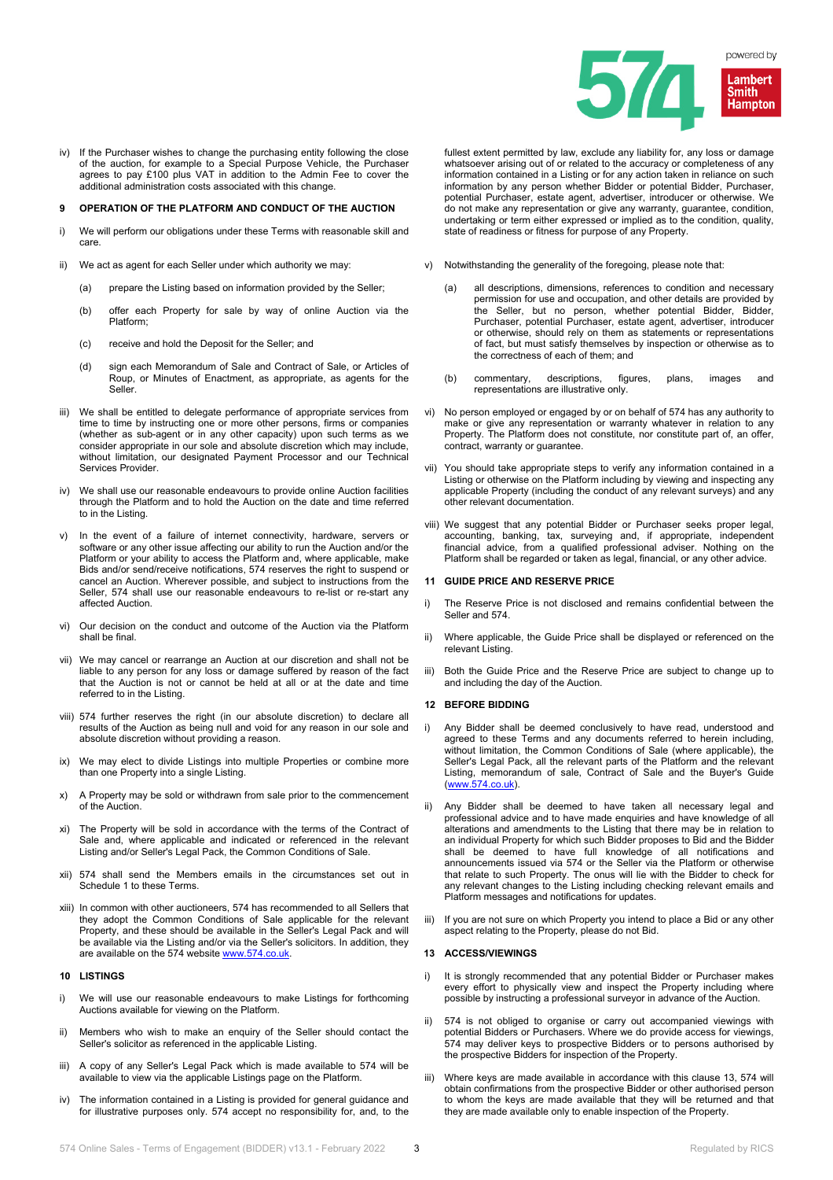iv) If the Purchaser wishes to change the purchasing entity following the close of the auction, for example to a Special Purpose Vehicle, the Purchaser agrees to pay £100 plus VAT in addition to the Admin Fee to cover the additional administration costs associated with this change.

## 9 OPERATION OF THE PLATFORM AND CONDUCT OF THE AUCTION

i) We will perform our obligations under these Terms with reasonable skill and care.

ii) We act as agent for each Seller under which authority we may:

(a) prepare the Listing based on information provided by the Seller;

(b) offer each Property for sale by way of online Auction via the Platform;

(c) receive and hold the Deposit for the Seller; and

(d) sign each Memorandum of Sale and Contract of Sale, or Articles of Roup, or Minutes of Enactment, as appropriate, as agents for the Seller.

iii) We shall be entitled to delegate performance of appropriate services from time to time by instructing one or more other persons, firms or companies (whether as sub-agent or in any other capacity) upon such terms as we consider appropriate in our sole and absolute discretion which may include, without limitation, our designated Payment Processor and our Technical Services Provider.

iv) We shall use our reasonable endeavours to provide online Auction facilities through the Platform and to hold the Auction on the date and time referred to in the Listing.

v) In the event of a failure of internet connectivity, hardware, servers or software or any other issue affecting our ability to run the Auction and/or the Platform or your ability to access the Platform and, where applicable, make Bids and/or send/receive notifications, 574 reserves the right to suspend or cancel an Auction. Wherever possible, and subject to instructions from the Seller, 574 shall use our reasonable endeavours to re-list or re-start any affected Auction.

vi) Our decision on the conduct and outcome of the Auction via the Platform shall be final.

vii) We may cancel or rearrange an Auction at our discretion and shall not be liable to any person for any loss or damage suffered by reason of the fact that the Auction is not or cannot be held at all or at the date and time referred to in the Listing.

viii) 574 further reserves the right (in our absolute discretion) to declare all results of the Auction as being null and void for any reason in our sole and absolute discretion without providing a reason.

ix) We may elect to divide Listings into multiple Properties or combine more than one Property into a single Listing.

x) A Property may be sold or withdrawn from sale prior to the commencement of the Auction.

xi) The Property will be sold in accordance with the terms of the Contract of Sale and, where applicable and indicated or referenced in the relevant Listing and/or Seller's Legal Pack, the Common Conditions of Sale.

xii) 574 shall send the Members emails in the circumstances set out in Schedule 1 to these Terms.

xiii) In common with other auctioneers, 574 has recommended to all Sellers that they adopt the Common Conditions of Sale applicable for the relevant Property, and these should be available in the Seller's Legal Pack and will be available via the Listing and/or via the Seller's solicitors. In addition, they are available on the 574 website www.574.co.uk.

## 10 LISTINGS

i) We will use our reasonable endeavours to make Listings for forthcoming Auctions available for viewing on the Platform.

ii) Members who wish to make an enquiry of the Seller should contact the Seller's solicitor as referenced in the applicable Listing.

iii) A copy of any Seller's Legal Pack which is made available to 574 will be available to view via the applicable Listings page on the Platform.

iv) The information contained in a Listing is provided for general guidance and for illustrative purposes only. 574 accept no responsibility for, and, to the fullest extent permitted by law, exclude any liability for, any loss or damage whatsoever arising out of or related to the accuracy or completeness of any information contained in a Listing or for any action taken in reliance on such information by any person whether Bidder or potential Bidder, Purchaser, potential Purchaser, estate agent, advertiser, introducer or otherwise. We do not make any representation or give any warranty, guarantee, condition, undertaking or term either expressed or implied as to the condition, quality, state of readiness or fitness for purpose of any Property.

v) Notwithstanding the generality of the foregoing, please note that:

(a) all descriptions, dimensions, references to condition and necessary permission for use and occupation, and other details are provided by the Seller, but no person, whether potential Bidder, Bidder, Purchaser, potential Purchaser, estate agent, advertiser, introducer or otherwise, should rely on them as statements or representations of fact, but must satisfy themselves by inspection or otherwise as to the correctness of each of them; and

(b) commentary, descriptions, figures, plans, images and representations are illustrative only.

vi) No person employed or engaged by or on behalf of 574 has any authority to make or give any representation or warranty whatever in relation to any Property. The Platform does not constitute, nor constitute part of, an offer, contract, warranty or guarantee.

vii) You should take appropriate steps to verify any information contained in a Listing or otherwise on the Platform including by viewing and inspecting any applicable Property (including the conduct of any relevant surveys) and any other relevant documentation.

viii) We suggest that any potential Bidder or Purchaser seeks proper legal, accounting, banking, tax, surveying and, if appropriate, independent financial advice, from a qualified professional adviser. Nothing on the Platform shall be regarded or taken as legal, financial, or any other advice.

## 11 GUIDE PRICE AND RESERVE PRICE

i) The Reserve Price is not disclosed and remains confidential between the Seller and 574.

ii) Where applicable, the Guide Price shall be displayed or referenced on the relevant Listing.

iii) Both the Guide Price and the Reserve Price are subject to change up to and including the day of the Auction.

## 12 BEFORE BIDDING

i) Any Bidder shall be deemed conclusively to have read, understood and agreed to these Terms and any documents referred to herein including, without limitation, the Common Conditions of Sale (where applicable), the Seller's Legal Pack, all the relevant parts of the Platform and the relevant Listing, memorandum of sale, Contract of Sale and the Buyer's Guide (www.574.co.uk).

ii) Any Bidder shall be deemed to have taken all necessary legal and professional advice and to have made enquiries and have knowledge of all alterations and amendments to the Listing that there may be in relation to an individual Property for which such Bidder proposes to Bid and the Bidder shall be deemed to have full knowledge of all notifications and announcements issued via 574 or the Seller via the Platform or otherwise that relate to such Property. The onus will lie with the Bidder to check for any relevant changes to the Listing including checking relevant emails and Platform messages and notifications for updates.

iii) If you are not sure on which Property you intend to place a Bid or any other aspect relating to the Property, please do not Bid.

## 13 ACCESS/VIEWINGS

i) It is strongly recommended that any potential Bidder or Purchaser makes every effort to physically view and inspect the Property including where possible by instructing a professional surveyor in advance of the Auction.

ii) 574 is not obliged to organise or carry out accompanied viewings with potential Bidders or Purchasers. Where we do provide access for viewings, 574 may deliver keys to prospective Bidders or to persons authorised by the prospective Bidders for inspection of the Property.

iii) Where keys are made available in accordance with this clause 13, 574 will obtain confirmations from the prospective Bidder or other authorised person to whom the keys are made available that they will be returned and that they are made available only to enable inspection of the Property.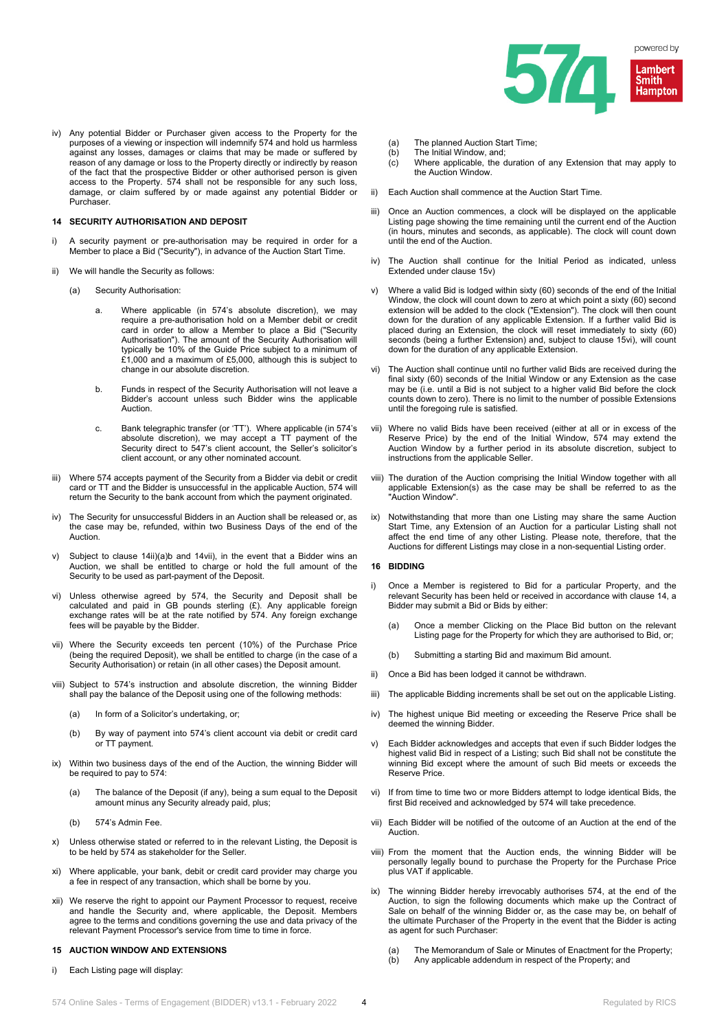iv) Any potential Bidder or Purchaser given access to the Property for the purposes of a viewing or inspection will indemnify 574 and hold us harmless against any losses, damages or claims that may be made or suffered by reason of any damage or loss to the Property directly or indirectly by reason of the fact that the prospective Bidder or other authorised person is given access to the Property. 574 shall not be responsible for any such loss, damage, or claim suffered by or made against any potential Bidder or Purchaser.

## 14 SECURITY AUTHORISATION AND DEPOSIT

i) A security payment or pre-authorisation may be required in order for a Member to place a Bid ("Security"), in advance of the Auction Start Time.

ii) We will handle the Security as follows:

(a) Security Authorisation:

a. Where applicable (in 574's absolute discretion), we may require a pre-authorisation hold on a Member debit or credit card in order to allow a Member to place a Bid ("Security Authorisation"). The amount of the Security Authorisation will typically be 10% of the Guide Price subject to a minimum of £1,000 and a maximum of £5,000, although this is subject to change in our absolute discretion.

b. Funds in respect of the Security Authorisation will not leave a Bidder's account unless such Bidder wins the applicable Auction.

c. Bank telegraphic transfer (or 'TT'). Where applicable (in 574's absolute discretion), we may accept a TT payment of the Security direct to 547's client account, the Seller's solicitor's client account, or any other nominated account.

iii) Where 574 accepts payment of the Security from a Bidder via debit or credit card or TT and the Bidder is unsuccessful in the applicable Auction, 574 will return the Security to the bank account from which the payment originated.

iv) The Security for unsuccessful Bidders in an Auction shall be released or, as the case may be, refunded, within two Business Days of the end of the Auction.

v) Subject to clause 14ii)(a)b and 14vii), in the event that a Bidder wins an Auction, we shall be entitled to charge or hold the full amount of the Security to be used as part-payment of the Deposit.

vi) Unless otherwise agreed by 574, the Security and Deposit shall be calculated and paid in GB pounds sterling (£). Any applicable foreign exchange rates will be at the rate notified by 574. Any foreign exchange fees will be payable by the Bidder.

vii) Where the Security exceeds ten percent (10%) of the Purchase Price (being the required Deposit), we shall be entitled to charge (in the case of a Security Authorisation) or retain (in all other cases) the Deposit amount.

viii) Subject to 574's instruction and absolute discretion, the winning Bidder shall pay the balance of the Deposit using one of the following methods:

(a) In form of a Solicitor's undertaking, or;

(b) By way of payment into 574's client account via debit or credit card or TT payment.

ix) Within two business days of the end of the Auction, the winning Bidder will be required to pay to 574:

(a) The balance of the Deposit (if any), being a sum equal to the Deposit amount minus any Security already paid, plus;

(b) 574's Admin Fee.

x) Unless otherwise stated or referred to in the relevant Listing, the Deposit is to be held by 574 as stakeholder for the Seller.

xi) Where applicable, your bank, debit or credit card provider may charge you a fee in respect of any transaction, which shall be borne by you.

xii) We reserve the right to appoint our Payment Processor to request, receive and handle the Security and, where applicable, the Deposit. Members agree to the terms and conditions governing the use and data privacy of the relevant Payment Processor's service from time to time in force.

## 15 AUCTION WINDOW AND EXTENSIONS

i) Each Listing page will display:

(a) The planned Auction Start Time;
(b) The Initial Window, and;
(c) Where applicable, the duration of any Extension that may apply to the Auction Window.

ii) Each Auction shall commence at the Auction Start Time.

iii) Once an Auction commences, a clock will be displayed on the applicable Listing page showing the time remaining until the current end of the Auction (in hours, minutes and seconds, as applicable). The clock will count down until the end of the Auction.

iv) The Auction shall continue for the Initial Period as indicated, unless Extended under clause 15v)

v) Where a valid Bid is lodged within sixty (60) seconds of the end of the Initial Window, the clock will count down to zero at which point a sixty (60) second extension will be added to the clock ("Extension"). The clock will then count down for the duration of any applicable Extension. If a further valid Bid is placed during an Extension, the clock will reset immediately to sixty (60) seconds (being a further Extension) and, subject to clause 15vi), will count down for the duration of any applicable Extension.

vi) The Auction shall continue until no further valid Bids are received during the final sixty (60) seconds of the Initial Window or any Extension as the case may be (i.e. until a Bid is not subject to a higher valid Bid before the clock counts down to zero). There is no limit to the number of possible Extensions until the foregoing rule is satisfied.

vii) Where no valid Bids have been received (either at all or in excess of the Reserve Price) by the end of the Initial Window, 574 may extend the Auction Window by a further period in its absolute discretion, subject to instructions from the applicable Seller.

viii) The duration of the Auction comprising the Initial Window together with all applicable Extension(s) as the case may be shall be referred to as the "Auction Window".

ix) Notwithstanding that more than one Listing may share the same Auction Start Time, any Extension of an Auction for a particular Listing shall not affect the end time of any other Listing. Please note, therefore, that the Auctions for different Listings may close in a non-sequential Listing order.

## 16 BIDDING

i) Once a Member is registered to Bid for a particular Property, and the relevant Security has been held or received in accordance with clause 14, a Bidder may submit a Bid or Bids by either:

(a) Once a member Clicking on the Place Bid button on the relevant Listing page for the Property for which they are authorised to Bid, or;

(b) Submitting a starting Bid and maximum Bid amount.

ii) Once a Bid has been lodged it cannot be withdrawn.

iii) The applicable Bidding increments shall be set out on the applicable Listing.

iv) The highest unique Bid meeting or exceeding the Reserve Price shall be deemed the winning Bidder.

v) Each Bidder acknowledges and accepts that even if such Bidder lodges the highest valid Bid in respect of a Listing; such Bid shall not be constitute the winning Bid except where the amount of such Bid meets or exceeds the Reserve Price.

vi) If from time to time two or more Bidders attempt to lodge identical Bids, the first Bid received and acknowledged by 574 will take precedence.

vii) Each Bidder will be notified of the outcome of an Auction at the end of the Auction.

viii) From the moment that the Auction ends, the winning Bidder will be personally legally bound to purchase the Property for the Purchase Price plus VAT if applicable.

ix) The winning Bidder hereby irrevocably authorises 574, at the end of the Auction, to sign the following documents which make up the Contract of Sale on behalf of the winning Bidder or, as the case may be, on behalf of the ultimate Purchaser of the Property in the event that the Bidder is acting as agent for such Purchaser:

(a) The Memorandum of Sale or Minutes of Enactment for the Property;
(b) Any applicable addendum in respect of the Property; and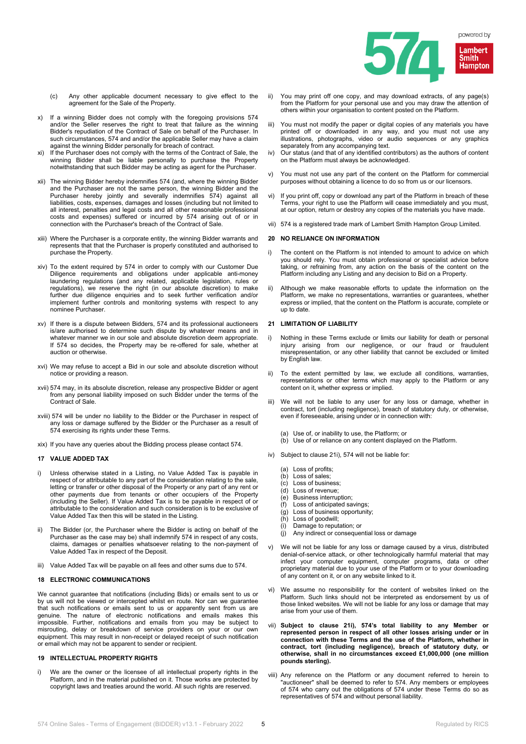(c) Any other applicable document necessary to give effect to the agreement for the Sale of the Property.

x) If a winning Bidder does not comply with the foregoing provisions 574 and/or the Seller reserves the right to treat that failure as the winning Bidder's repudiation of the Contract of Sale on behalf of the Purchaser. In such circumstances, 574 and/or the applicable Seller may have a claim against the winning Bidder personally for breach of contract.

xi) If the Purchaser does not comply with the terms of the Contract of Sale, the winning Bidder shall be liable personally to purchase the Property notwithstanding that such Bidder may be acting as agent for the Purchaser.

xii) The winning Bidder hereby indemnifies 574 (and, where the winning Bidder and the Purchaser are not the same person, the winning Bidder and the Purchaser hereby jointly and severally indemnifies 574) against all liabilities, costs, expenses, damages and losses (including but not limited to all interest, penalties and legal costs and all other reasonable professional costs and expenses) suffered or incurred by 574 arising out of or in connection with the Purchaser's breach of the Contract of Sale.

xiii) Where the Purchaser is a corporate entity, the winning Bidder warrants and represents that that the Purchaser is properly constituted and authorised to purchase the Property.

xiv) To the extent required by 574 in order to comply with our Customer Due Diligence requirements and obligations under applicable anti-money laundering regulations (and any related, applicable legislation, rules or regulations), we reserve the right (in our absolute discretion) to make further due diligence enquiries and to seek further verification and/or implement further controls and monitoring systems with respect to any nominee Purchaser.

xv) If there is a dispute between Bidders, 574 and its professional auctioneers is/are authorised to determine such dispute by whatever means and in whatever manner we in our sole and absolute discretion deem appropriate. If 574 so decides, the Property may be re-offered for sale, whether at auction or otherwise.

xvi) We may refuse to accept a Bid in our sole and absolute discretion without notice or providing a reason.

xvii) 574 may, in its absolute discretion, release any prospective Bidder or agent from any personal liability imposed on such Bidder under the terms of the Contract of Sale.

xviii) 574 will be under no liability to the Bidder or the Purchaser in respect of any loss or damage suffered by the Bidder or the Purchaser as a result of 574 exercising its rights under these Terms.

xix) If you have any queries about the Bidding process please contact 574.

## 17 VALUE ADDED TAX

i) Unless otherwise stated in a Listing, no Value Added Tax is payable in respect of or attributable to any part of the consideration relating to the sale, letting or transfer or other disposal of the Property or any part of any rent or other payments due from tenants or other occupiers of the Property (including the Seller). If Value Added Tax is to be payable in respect of or attributable to the consideration and such consideration is to be exclusive of Value Added Tax then this will be stated in the Listing.

ii) The Bidder (or, the Purchaser where the Bidder is acting on behalf of the Purchaser as the case may be) shall indemnify 574 in respect of any costs, claims, damages or penalties whatsoever relating to the non-payment of Value Added Tax in respect of the Deposit.

iii) Value Added Tax will be payable on all fees and other sums due to 574.

## 18 ELECTRONIC COMMUNICATIONS

We cannot guarantee that notifications (including Bids) or emails sent to us or by us will not be viewed or intercepted whilst en route. Nor can we guarantee that such notifications or emails sent to us or apparently sent from us are genuine. The nature of electronic notifications and emails makes this impossible. Further, notifications and emails from you may be subject to misrouting, delay or breakdown of service providers on your or our own equipment. This may result in non-receipt or delayed receipt of such notification or email which may not be apparent to sender or recipient.

## 19 INTELLECTUAL PROPERTY RIGHTS

i) We are the owner or the licensee of all intellectual property rights in the Platform, and in the material published on it. Those works are protected by copyright laws and treaties around the world. All such rights are reserved.

ii) You may print off one copy, and may download extracts, of any page(s) from the Platform for your personal use and you may draw the attention of others within your organisation to content posted on the Platform.

iii) You must not modify the paper or digital copies of any materials you have printed off or downloaded in any way, and you must not use any illustrations, photographs, video or audio sequences or any graphics separately from any accompanying text.

iv) Our status (and that of any identified contributors) as the authors of content on the Platform must always be acknowledged.

v) You must not use any part of the content on the Platform for commercial purposes without obtaining a licence to do so from us or our licensors.

vi) If you print off, copy or download any part of the Platform in breach of these Terms, your right to use the Platform will cease immediately and you must, at our option, return or destroy any copies of the materials you have made.

vii) 574 is a registered trade mark of Lambert Smith Hampton Group Limited.

## 20 NO RELIANCE ON INFORMATION

i) The content on the Platform is not intended to amount to advice on which you should rely. You must obtain professional or specialist advice before taking, or refraining from, any action on the basis of the content on the Platform including any Listing and any decision to Bid on a Property.

ii) Although we make reasonable efforts to update the information on the Platform, we make no representations, warranties or guarantees, whether express or implied, that the content on the Platform is accurate, complete or up to date.

## 21 LIMITATION OF LIABILITY

i) Nothing in these Terms exclude or limits our liability for death or personal injury arising from our negligence, or our fraud or fraudulent misrepresentation, or any other liability that cannot be excluded or limited by English law.

ii) To the extent permitted by law, we exclude all conditions, warranties, representations or other terms which may apply to the Platform or any content on it, whether express or implied.

iii) We will not be liable to any user for any loss or damage, whether in contract, tort (including negligence), breach of statutory duty, or otherwise, even if foreseeable, arising under or in connection with:

(a) Use of, or inability to use, the Platform; or
(b) Use of or reliance on any content displayed on the Platform.

iv) Subject to clause 21i), 574 will not be liable for:

(a) Loss of profits;
(b) Loss of sales;
(c) Loss of business;
(d) Loss of revenue;
(e) Business interruption;
(f) Loss of anticipated savings;
(g) Loss of business opportunity;
(h) Loss of goodwill;
(i) Damage to reputation; or
(j) Any indirect or consequential loss or damage

v) We will not be liable for any loss or damage caused by a virus, distributed denial-of-service attack, or other technologically harmful material that may infect your computer equipment, computer programs, data or other proprietary material due to your use of the Platform or to your downloading of any content on it, or on any website linked to it.

vi) We assume no responsibility for the content of websites linked on the Platform. Such links should not be interpreted as endorsement by us of those linked websites. We will not be liable for any loss or damage that may arise from your use of them.

vii) **Subject to clause 21i), 574's total liability to any Member or represented person in respect of all other losses arising under or in connection with these Terms and the use of the Platform, whether in contract, tort (including negligence), breach of statutory duty, or otherwise, shall in no circumstances exceed £1,000,000 (one million pounds sterling).**

viii) Any reference on the Platform or any document referred to herein to "auctioneer" shall be deemed to refer to 574. Any members or employees of 574 who carry out the obligations of 574 under these Terms do so as representatives of 574 and without personal liability.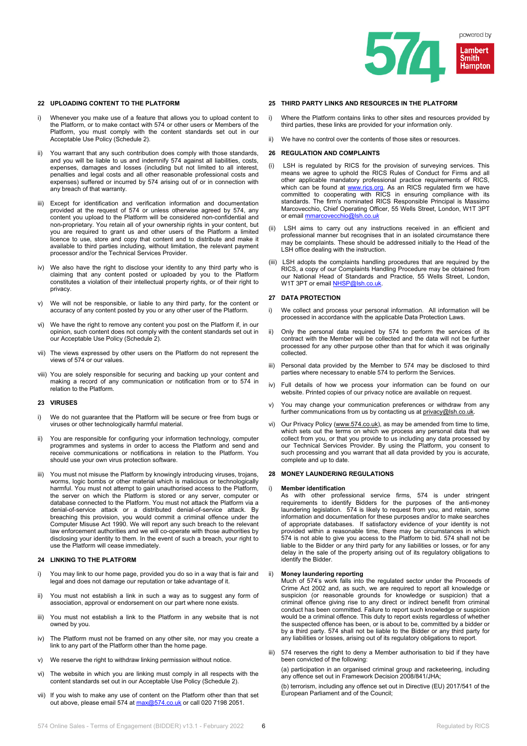## 22 UPLOADING CONTENT TO THE PLATFORM

i) Whenever you make use of a feature that allows you to upload content to the Platform, or to make contact with 574 or other users or Members of the Platform, you must comply with the content standards set out in our Acceptable Use Policy (Schedule 2).

ii) You warrant that any such contribution does comply with those standards, and you will be liable to us and indemnify 574 against all liabilities, costs, expenses, damages and losses (including but not limited to all interest, penalties and legal costs and all other reasonable professional costs and expenses) suffered or incurred by 574 arising out of or in connection with any breach of that warranty.

iii) Except for identification and verification information and documentation provided at the request of 574 or unless otherwise agreed by 574, any content you upload to the Platform will be considered non-confidential and non-proprietary. You retain all of your ownership rights in your content, but you are required to grant us and other users of the Platform a limited licence to use, store and copy that content and to distribute and make it available to third parties including, without limitation, the relevant payment processor and/or the Technical Services Provider.

iv) We also have the right to disclose your identity to any third party who is claiming that any content posted or uploaded by you to the Platform constitutes a violation of their intellectual property rights, or of their right to privacy.

v) We will not be responsible, or liable to any third party, for the content or accuracy of any content posted by you or any other user of the Platform.

vi) We have the right to remove any content you post on the Platform if, in our opinion, such content does not comply with the content standards set out in our Acceptable Use Policy (Schedule 2).

vii) The views expressed by other users on the Platform do not represent the views of 574 or our values.

viii) You are solely responsible for securing and backing up your content and making a record of any communication or notification from or to 574 in relation to the Platform.

## 23 VIRUSES

i) We do not guarantee that the Platform will be secure or free from bugs or viruses or other technologically harmful material.

ii) You are responsible for configuring your information technology, computer programmes and systems in order to access the Platform and send and receive communications or notifications in relation to the Platform. You should use your own virus protection software.

iii) You must not misuse the Platform by knowingly introducing viruses, trojans, worms, logic bombs or other material which is malicious or technologically harmful. You must not attempt to gain unauthorised access to the Platform, the server on which the Platform is stored or any server, computer or database connected to the Platform. You must not attack the Platform via a denial-of-service attack or a distributed denial-of-service attack. By breaching this provision, you would commit a criminal offence under the Computer Misuse Act 1990. We will report any such breach to the relevant law enforcement authorities and we will co-operate with those authorities by disclosing your identity to them. In the event of such a breach, your right to use the Platform will cease immediately.

## 24 LINKING TO THE PLATFORM

i) You may link to our home page, provided you do so in a way that is fair and legal and does not damage our reputation or take advantage of it.

ii) You must not establish a link in such a way as to suggest any form of association, approval or endorsement on our part where none exists.

iii) You must not establish a link to the Platform in any website that is not owned by you.

iv) The Platform must not be framed on any other site, nor may you create a link to any part of the Platform other than the home page.

v) We reserve the right to withdraw linking permission without notice.

vi) The website in which you are linking must comply in all respects with the content standards set out in our Acceptable Use Policy (Schedule 2).

vii) If you wish to make any use of content on the Platform other than that set out above, please email 574 at max@574.co.uk or call 020 7198 2051.

## 25 THIRD PARTY LINKS AND RESOURCES IN THE PLATFORM

i) Where the Platform contains links to other sites and resources provided by third parties, these links are provided for your information only.

ii) We have no control over the contents of those sites or resources.

## 26 REGULATION AND COMPLAINTS

(i) LSH is regulated by RICS for the provision of surveying services. This means we agree to uphold the RICS Rules of Conduct for Firms and all other applicable mandatory professional practice requirements of RICS, which can be found at www.rics.org. As an RICS regulated firm we have committed to cooperating with RICS in ensuring compliance with its standards. The firm's nominated RICS Responsible Principal is Massimo Marcovecchio, Chief Operating Officer, 55 Wells Street, London, W1T 3PT or email mmarcovecchio@lsh.co.uk

(ii) LSH aims to carry out any instructions received in an efficient and professional manner but recognises that in an isolated circumstance there may be complaints. These should be addressed initially to the Head of the LSH office dealing with the instruction.

(iii) LSH adopts the complaints handling procedures that are required by the RICS, a copy of our Complaints Handling Procedure may be obtained from our National Head of Standards and Practice, 55 Wells Street, London, W1T 3PT or email NHSP@lsh.co.uk.

## 27 DATA PROTECTION

i) We collect and process your personal information. All information will be processed in accordance with the applicable Data Protection Laws.

ii) Only the personal data required by 574 to perform the services of its contract with the Member will be collected and the data will not be further processed for any other purpose other than that for which it was originally collected.

iii) Personal data provided by the Member to 574 may be disclosed to third parties where necessary to enable 574 to perform the Services.

iv) Full details of how we process your information can be found on our website. Printed copies of our privacy notice are available on request.

v) You may change your communication preferences or withdraw from any further communications from us by contacting us at privacy@lsh.co.uk.

vi) Our Privacy Policy (www.574.co.uk), as may be amended from time to time, which sets out the terms on which we process any personal data that we collect from you, or that you provide to us including any data processed by our Technical Services Provider. By using the Platform, you consent to such processing and you warrant that all data provided by you is accurate, complete and up to date.

## 28 MONEY LAUNDERING REGULATIONS

i) **Member identification**
As with other professional service firms, 574 is under stringent requirements to identify Bidders for the purposes of the anti-money laundering legislation. 574 is likely to request from you, and retain, some information and documentation for these purposes and/or to make searches of appropriate databases. If satisfactory evidence of your identity is not provided within a reasonable time, there may be circumstances in which 574 is not able to give you access to the Platform to bid. 574 shall not be liable to the Bidder or any third party for any liabilities or losses, or for any delay in the sale of the property arising out of its regulatory obligations to identify the Bidder.

ii) **Money laundering reporting**
Much of 574's work falls into the regulated sector under the Proceeds of Crime Act 2002 and, as such, we are required to report all knowledge or suspicion (or reasonable grounds for knowledge or suspicion) that a criminal offence giving rise to any direct or indirect benefit from criminal conduct has been committed. Failure to report such knowledge or suspicion would be a criminal offence. This duty to report exists regardless of whether the suspected offence has been, or is about to be, committed by a bidder or by a third party. 574 shall not be liable to the Bidder or any third party for any liabilities or losses, arising out of its regulatory obligations to report.

iii) 574 reserves the right to deny a Member authorisation to bid if they have been convicted of the following:

(a) participation in an organised criminal group and racketeering, including any offence set out in Framework Decision 2008/841/JHA;

(b) terrorism, including any offence set out in Directive (EU) 2017/541 of the European Parliament and of the Council;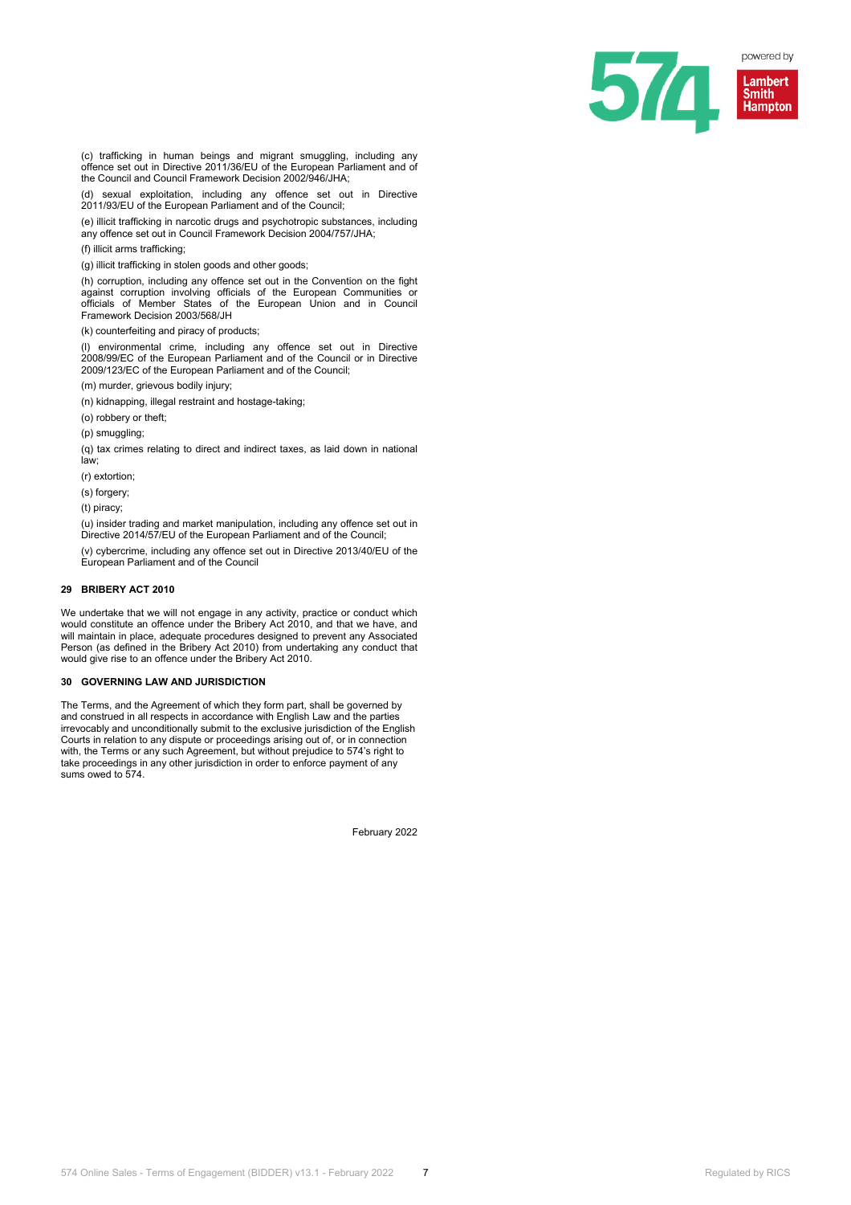(c) trafficking in human beings and migrant smuggling, including any offence set out in Directive 2011/36/EU of the European Parliament and of the Council and Council Framework Decision 2002/946/JHA;

(d) sexual exploitation, including any offence set out in Directive 2011/93/EU of the European Parliament and of the Council;

(e) illicit trafficking in narcotic drugs and psychotropic substances, including any offence set out in Council Framework Decision 2004/757/JHA;

(f) illicit arms trafficking;

(g) illicit trafficking in stolen goods and other goods;

(h) corruption, including any offence set out in the Convention on the fight against corruption involving officials of the European Communities or officials of Member States of the European Union and in Council Framework Decision 2003/568/JH

(k) counterfeiting and piracy of products;

(l) environmental crime, including any offence set out in Directive 2008/99/EC of the European Parliament and of the Council or in Directive 2009/123/EC of the European Parliament and of the Council;

(m) murder, grievous bodily injury;

(n) kidnapping, illegal restraint and hostage-taking;

(o) robbery or theft;

(p) smuggling;

(q) tax crimes relating to direct and indirect taxes, as laid down in national law;

(r) extortion;

(s) forgery;

(t) piracy;

(u) insider trading and market manipulation, including any offence set out in Directive 2014/57/EU of the European Parliament and of the Council;

(v) cybercrime, including any offence set out in Directive 2013/40/EU of the European Parliament and of the Council

## 29 BRIBERY ACT 2010

We undertake that we will not engage in any activity, practice or conduct which would constitute an offence under the Bribery Act 2010, and that we have, and will maintain in place, adequate procedures designed to prevent any Associated Person (as defined in the Bribery Act 2010) from undertaking any conduct that would give rise to an offence under the Bribery Act 2010.

## 30 GOVERNING LAW AND JURISDICTION

The Terms, and the Agreement of which they form part, shall be governed by and construed in all respects in accordance with English Law and the parties irrevocably and unconditionally submit to the exclusive jurisdiction of the English Courts in relation to any dispute or proceedings arising out of, or in connection with, the Terms or any such Agreement, but without prejudice to 574's right to take proceedings in any other jurisdiction in order to enforce payment of any sums owed to 574.

February 2022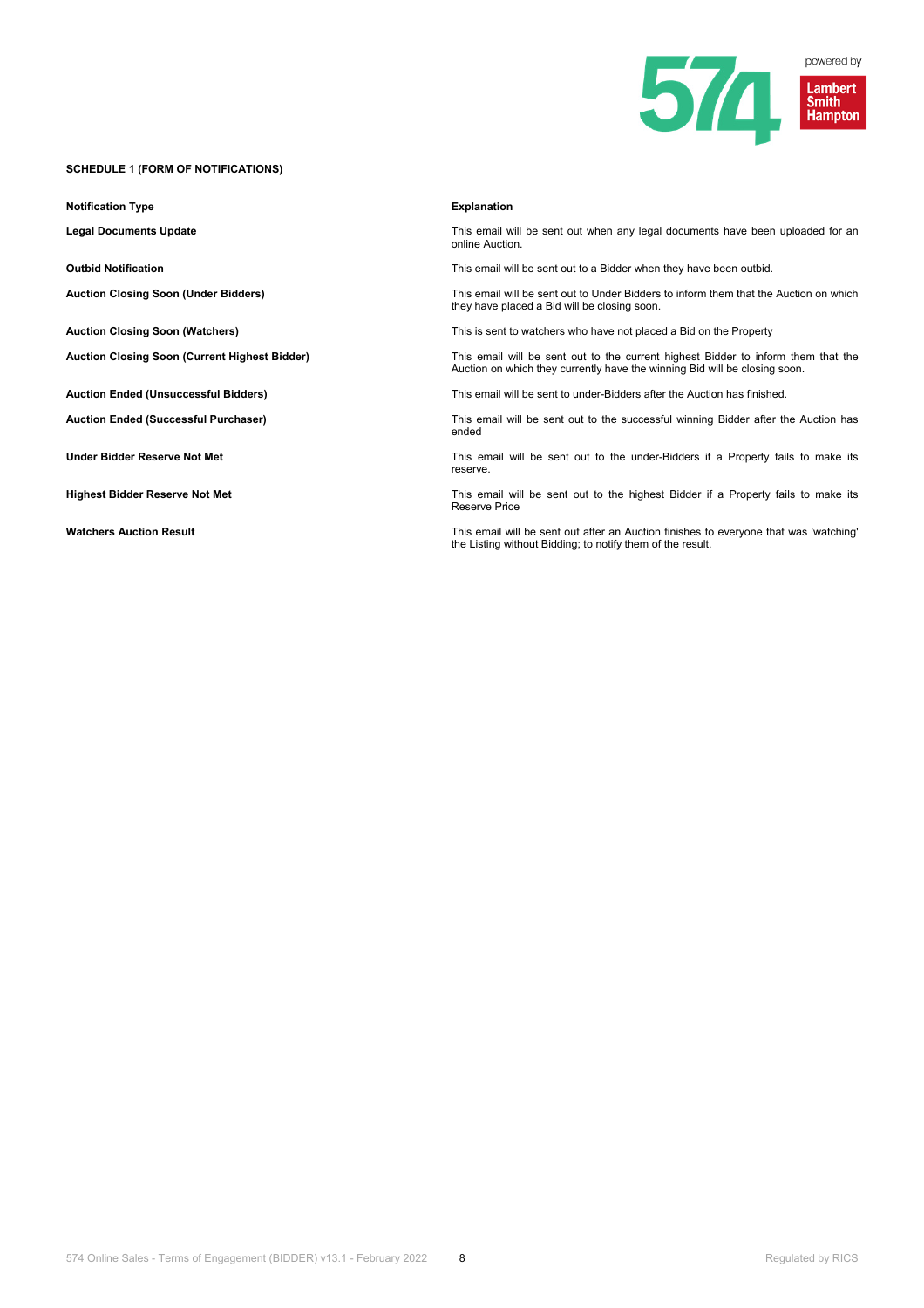**SCHEDULE 1 (FORM OF NOTIFICATIONS)**

| Notification Type | Explanation |
|---|---|
| **Legal Documents Update** | This email will be sent out when any legal documents have been uploaded for an online Auction. |
| **Outbid Notification** | This email will be sent out to a Bidder when they have been outbid. |
| **Auction Closing Soon (Under Bidders)** | This email will be sent out to Under Bidders to inform them that the Auction on which they have placed a Bid will be closing soon. |
| **Auction Closing Soon (Watchers)** | This is sent to watchers who have not placed a Bid on the Property |
| **Auction Closing Soon (Current Highest Bidder)** | This email will be sent out to the current highest Bidder to inform them that the Auction on which they currently have the winning Bid will be closing soon. |
| **Auction Ended (Unsuccessful Bidders)** | This email will be sent to under-Bidders after the Auction has finished. |
| **Auction Ended (Successful Purchaser)** | This email will be sent out to the successful winning Bidder after the Auction has ended |
| **Under Bidder Reserve Not Met** | This email will be sent out to the under-Bidders if a Property fails to make its reserve. |
| **Highest Bidder Reserve Not Met** | This email will be sent out to the highest Bidder if a Property fails to make its Reserve Price |
| **Watchers Auction Result** | This email will be sent out after an Auction finishes to everyone that was 'watching' the Listing without Bidding; to notify them of the result. |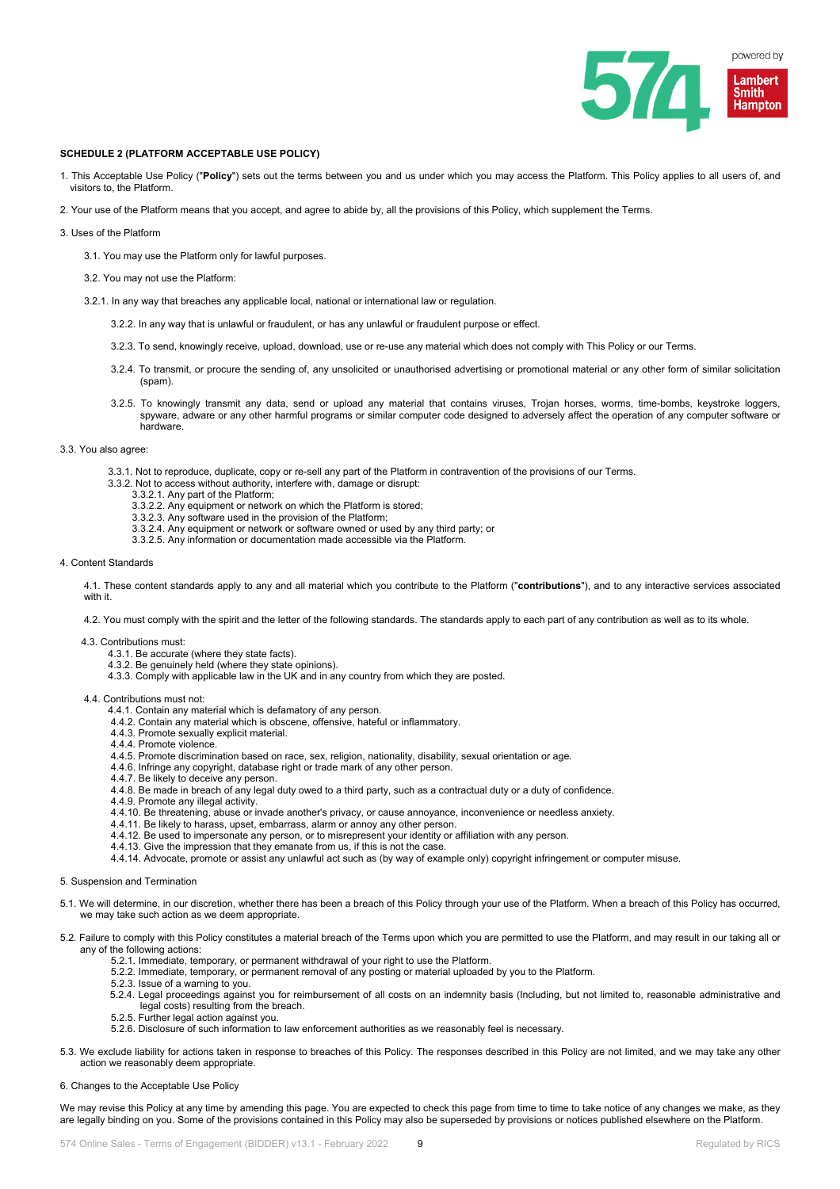**SCHEDULE 2 (PLATFORM ACCEPTABLE USE POLICY)**

1. This Acceptable Use Policy ("**Policy**") sets out the terms between you and us under which you may access the Platform. This Policy applies to all users of, and visitors to, the Platform.

2. Your use of the Platform means that you accept, and agree to abide by, all the provisions of this Policy, which supplement the Terms.

3. Uses of the Platform

3.1. You may use the Platform only for lawful purposes.

3.2. You may not use the Platform:

3.2.1. In any way that breaches any applicable local, national or international law or regulation.

3.2.2. In any way that is unlawful or fraudulent, or has any unlawful or fraudulent purpose or effect.

3.2.3. To send, knowingly receive, upload, download, use or re-use any material which does not comply with This Policy or our Terms.

3.2.4. To transmit, or procure the sending of, any unsolicited or unauthorised advertising or promotional material or any other form of similar solicitation (spam).

3.2.5. To knowingly transmit any data, send or upload any material that contains viruses, Trojan horses, worms, time-bombs, keystroke loggers, spyware, adware or any other harmful programs or similar computer code designed to adversely affect the operation of any computer software or hardware.

3.3. You also agree:

3.3.1. Not to reproduce, duplicate, copy or re-sell any part of the Platform in contravention of the provisions of our Terms.
3.3.2. Not to access without authority, interfere with, damage or disrupt:
3.3.2.1. Any part of the Platform;
3.3.2.2. Any equipment or network on which the Platform is stored;
3.3.2.3. Any software used in the provision of the Platform;
3.3.2.4. Any equipment or network or software owned or used by any third party; or
3.3.2.5. Any information or documentation made accessible via the Platform.

4. Content Standards

4.1. These content standards apply to any and all material which you contribute to the Platform ("**contributions**"), and to any interactive services associated with it.

4.2. You must comply with the spirit and the letter of the following standards. The standards apply to each part of any contribution as well as to its whole.

4.3. Contributions must:
4.3.1. Be accurate (where they state facts).
4.3.2. Be genuinely held (where they state opinions).
4.3.3. Comply with applicable law in the UK and in any country from which they are posted.

4.4. Contributions must not:
4.4.1. Contain any material which is defamatory of any person.
4.4.2. Contain any material which is obscene, offensive, hateful or inflammatory.
4.4.3. Promote sexually explicit material.
4.4.4. Promote violence.
4.4.5. Promote discrimination based on race, sex, religion, nationality, disability, sexual orientation or age.
4.4.6. Infringe any copyright, database right or trade mark of any other person.
4.4.7. Be likely to deceive any person.
4.4.8. Be made in breach of any legal duty owed to a third party, such as a contractual duty or a duty of confidence.
4.4.9. Promote any illegal activity.
4.4.10. Be threatening, abuse or invade another's privacy, or cause annoyance, inconvenience or needless anxiety.
4.4.11. Be likely to harass, upset, embarrass, alarm or annoy any other person.
4.4.12. Be used to impersonate any person, or to misrepresent your identity or affiliation with any person.
4.4.13. Give the impression that they emanate from us, if this is not the case.
4.4.14. Advocate, promote or assist any unlawful act such as (by way of example only) copyright infringement or computer misuse.

5. Suspension and Termination

5.1. We will determine, in our discretion, whether there has been a breach of this Policy through your use of the Platform. When a breach of this Policy has occurred, we may take such action as we deem appropriate.

5.2. Failure to comply with this Policy constitutes a material breach of the Terms upon which you are permitted to use the Platform, and may result in our taking all or any of the following actions:
5.2.1. Immediate, temporary, or permanent withdrawal of your right to use the Platform.
5.2.2. Immediate, temporary, or permanent removal of any posting or material uploaded by you to the Platform.
5.2.3. Issue of a warning to you.
5.2.4. Legal proceedings against you for reimbursement of all costs on an indemnity basis (Including, but not limited to, reasonable administrative and legal costs) resulting from the breach.
5.2.5. Further legal action against you.
5.2.6. Disclosure of such information to law enforcement authorities as we reasonably feel is necessary.

5.3. We exclude liability for actions taken in response to breaches of this Policy. The responses described in this Policy are not limited, and we may take any other action we reasonably deem appropriate.

6. Changes to the Acceptable Use Policy

We may revise this Policy at any time by amending this page. You are expected to check this page from time to time to take notice of any changes we make, as they are legally binding on you. Some of the provisions contained in this Policy may also be superseded by provisions or notices published elsewhere on the Platform.